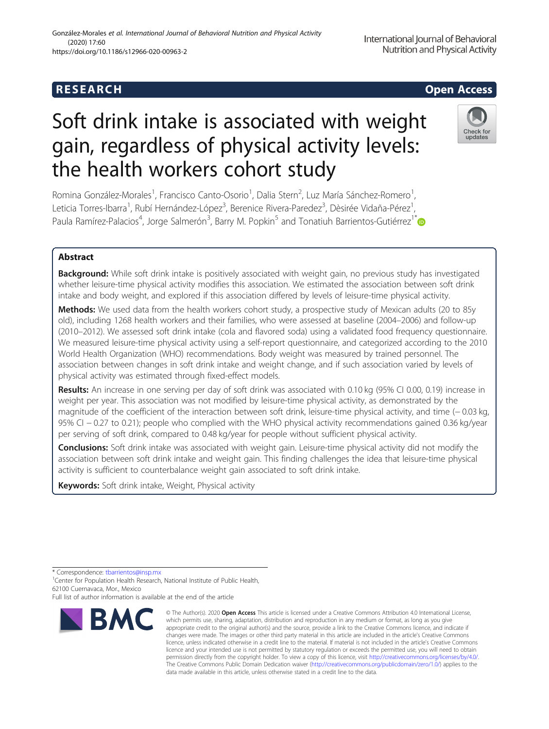RESEARCH

Open Access

# Soft drink intake is associated with weight gain, regardless of physical activity levels: the health workers cohort study

Romina González-Morales[1], Francisco Canto-Osorio[1], Dalia Stern[2], Luz María Sánchez-Romero[1], Leticia Torres-Ibarra[1], Rubí Hernández-López[3], Berenice Rivera-Paredez[3], Dèsirée Vidaña-Pérez[1], Paula Ramírez-Palacios[4], Jorge Salmerón[3], Barry M. Popkin[5] and Tonatiuh Barrientos-Gutiérrez[1*]

## Abstract

**Background:** While soft drink intake is positively associated with weight gain, no previous study has investigated whether leisure-time physical activity modifies this association. We estimated the association between soft drink intake and body weight, and explored if this association differed by levels of leisure-time physical activity.

**Methods:** We used data from the health workers cohort study, a prospective study of Mexican adults (20 to 85y old), including 1268 health workers and their families, who were assessed at baseline (2004–2006) and follow-up (2010–2012). We assessed soft drink intake (cola and flavored soda) using a validated food frequency questionnaire. We measured leisure-time physical activity using a self-report questionnaire, and categorized according to the 2010 World Health Organization (WHO) recommendations. Body weight was measured by trained personnel. The association between changes in soft drink intake and weight change, and if such association varied by levels of physical activity was estimated through fixed-effect models.

**Results:** An increase in one serving per day of soft drink was associated with 0.10 kg (95% CI 0.00, 0.19) increase in weight per year. This association was not modified by leisure-time physical activity, as demonstrated by the magnitude of the coefficient of the interaction between soft drink, leisure-time physical activity, and time (− 0.03 kg, 95% CI − 0.27 to 0.21); people who complied with the WHO physical activity recommendations gained 0.36 kg/year per serving of soft drink, compared to 0.48 kg/year for people without sufficient physical activity.

**Conclusions:** Soft drink intake was associated with weight gain. Leisure-time physical activity did not modify the association between soft drink intake and weight gain. This finding challenges the idea that leisure-time physical activity is sufficient to counterbalance weight gain associated to soft drink intake.

**Keywords:** Soft drink intake, Weight, Physical activity

* Correspondence: tbarrientos@insp.mx
[1]Center for Population Health Research, National Institute of Public Health, 62100 Cuernavaca, Mor., Mexico
Full list of author information is available at the end of the article

© The Author(s). 2020 **Open Access** This article is licensed under a Creative Commons Attribution 4.0 International License, which permits use, sharing, adaptation, distribution and reproduction in any medium or format, as long as you give appropriate credit to the original author(s) and the source, provide a link to the Creative Commons licence, and indicate if changes were made. The images or other third party material in this article are included in the article's Creative Commons licence, unless indicated otherwise in a credit line to the material. If material is not included in the article's Creative Commons licence and your intended use is not permitted by statutory regulation or exceeds the permitted use, you will need to obtain permission directly from the copyright holder. To view a copy of this licence, visit http://creativecommons.org/licenses/by/4.0/. The Creative Commons Public Domain Dedication waiver (http://creativecommons.org/publicdomain/zero/1.0/) applies to the data made available in this article, unless otherwise stated in a credit line to the data.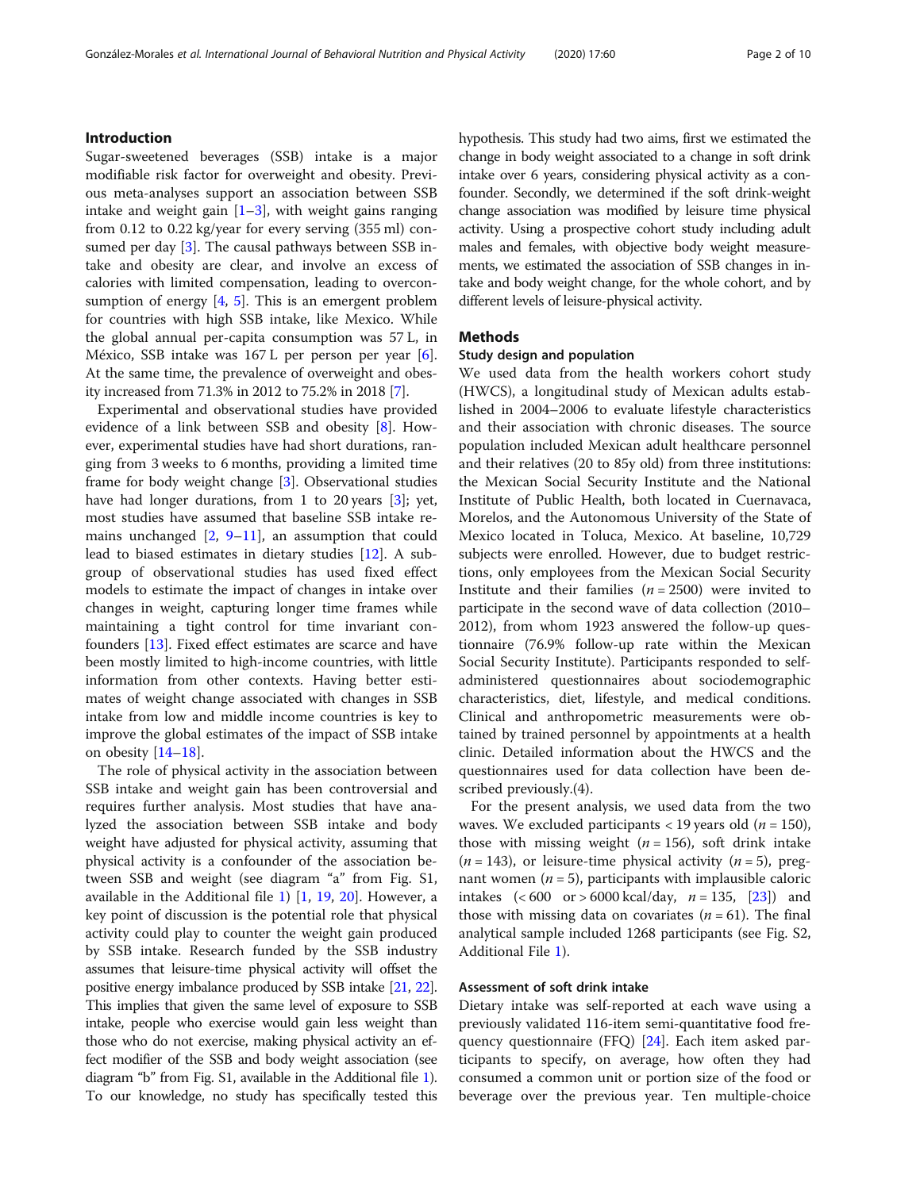## Introduction

Sugar-sweetened beverages (SSB) intake is a major modifiable risk factor for overweight and obesity. Previous meta-analyses support an association between SSB intake and weight gain [1–3], with weight gains ranging from 0.12 to 0.22 kg/year for every serving (355 ml) consumed per day [3]. The causal pathways between SSB intake and obesity are clear, and involve an excess of calories with limited compensation, leading to overconsumption of energy [4, 5]. This is an emergent problem for countries with high SSB intake, like Mexico. While the global annual per-capita consumption was 57 L, in México, SSB intake was 167 L per person per year [6]. At the same time, the prevalence of overweight and obesity increased from 71.3% in 2012 to 75.2% in 2018 [7].

Experimental and observational studies have provided evidence of a link between SSB and obesity [8]. However, experimental studies have had short durations, ranging from 3 weeks to 6 months, providing a limited time frame for body weight change [3]. Observational studies have had longer durations, from 1 to 20 years [3]; yet, most studies have assumed that baseline SSB intake remains unchanged [2, 9–11], an assumption that could lead to biased estimates in dietary studies [12]. A subgroup of observational studies has used fixed effect models to estimate the impact of changes in intake over changes in weight, capturing longer time frames while maintaining a tight control for time invariant confounders [13]. Fixed effect estimates are scarce and have been mostly limited to high-income countries, with little information from other contexts. Having better estimates of weight change associated with changes in SSB intake from low and middle income countries is key to improve the global estimates of the impact of SSB intake on obesity [14–18].

The role of physical activity in the association between SSB intake and weight gain has been controversial and requires further analysis. Most studies that have analyzed the association between SSB intake and body weight have adjusted for physical activity, assuming that physical activity is a confounder of the association between SSB and weight (see diagram "a" from Fig. S1, available in the Additional file 1) [1, 19, 20]. However, a key point of discussion is the potential role that physical activity could play to counter the weight gain produced by SSB intake. Research funded by the SSB industry assumes that leisure-time physical activity will offset the positive energy imbalance produced by SSB intake [21, 22]. This implies that given the same level of exposure to SSB intake, people who exercise would gain less weight than those who do not exercise, making physical activity an effect modifier of the SSB and body weight association (see diagram "b" from Fig. S1, available in the Additional file 1). To our knowledge, no study has specifically tested this hypothesis. This study had two aims, first we estimated the change in body weight associated to a change in soft drink intake over 6 years, considering physical activity as a confounder. Secondly, we determined if the soft drink-weight change association was modified by leisure time physical activity. Using a prospective cohort study including adult males and females, with objective body weight measurements, we estimated the association of SSB changes in intake and body weight change, for the whole cohort, and by different levels of leisure-physical activity.

## Methods

### Study design and population

We used data from the health workers cohort study (HWCS), a longitudinal study of Mexican adults established in 2004–2006 to evaluate lifestyle characteristics and their association with chronic diseases. The source population included Mexican adult healthcare personnel and their relatives (20 to 85y old) from three institutions: the Mexican Social Security Institute and the National Institute of Public Health, both located in Cuernavaca, Morelos, and the Autonomous University of the State of Mexico located in Toluca, Mexico. At baseline, 10,729 subjects were enrolled. However, due to budget restrictions, only employees from the Mexican Social Security Institute and their families ($n = 2500$) were invited to participate in the second wave of data collection (2010–2012), from whom 1923 answered the follow-up questionnaire (76.9% follow-up rate within the Mexican Social Security Institute). Participants responded to self-administered questionnaires about sociodemographic characteristics, diet, lifestyle, and medical conditions. Clinical and anthropometric measurements were obtained by trained personnel by appointments at a health clinic. Detailed information about the HWCS and the questionnaires used for data collection have been described previously.(4).

For the present analysis, we used data from the two waves. We excluded participants < 19 years old ($n = 150$), those with missing weight ($n = 156$), soft drink intake ($n = 143$), or leisure-time physical activity ($n = 5$), pregnant women ($n = 5$), participants with implausible caloric intakes (< 600 or > 6000 kcal/day, $n = 135$, [23]) and those with missing data on covariates ($n = 61$). The final analytical sample included 1268 participants (see Fig. S2, Additional File 1).

### Assessment of soft drink intake

Dietary intake was self-reported at each wave using a previously validated 116-item semi-quantitative food frequency questionnaire (FFQ) [24]. Each item asked participants to specify, on average, how often they had consumed a common unit or portion size of the food or beverage over the previous year. Ten multiple-choice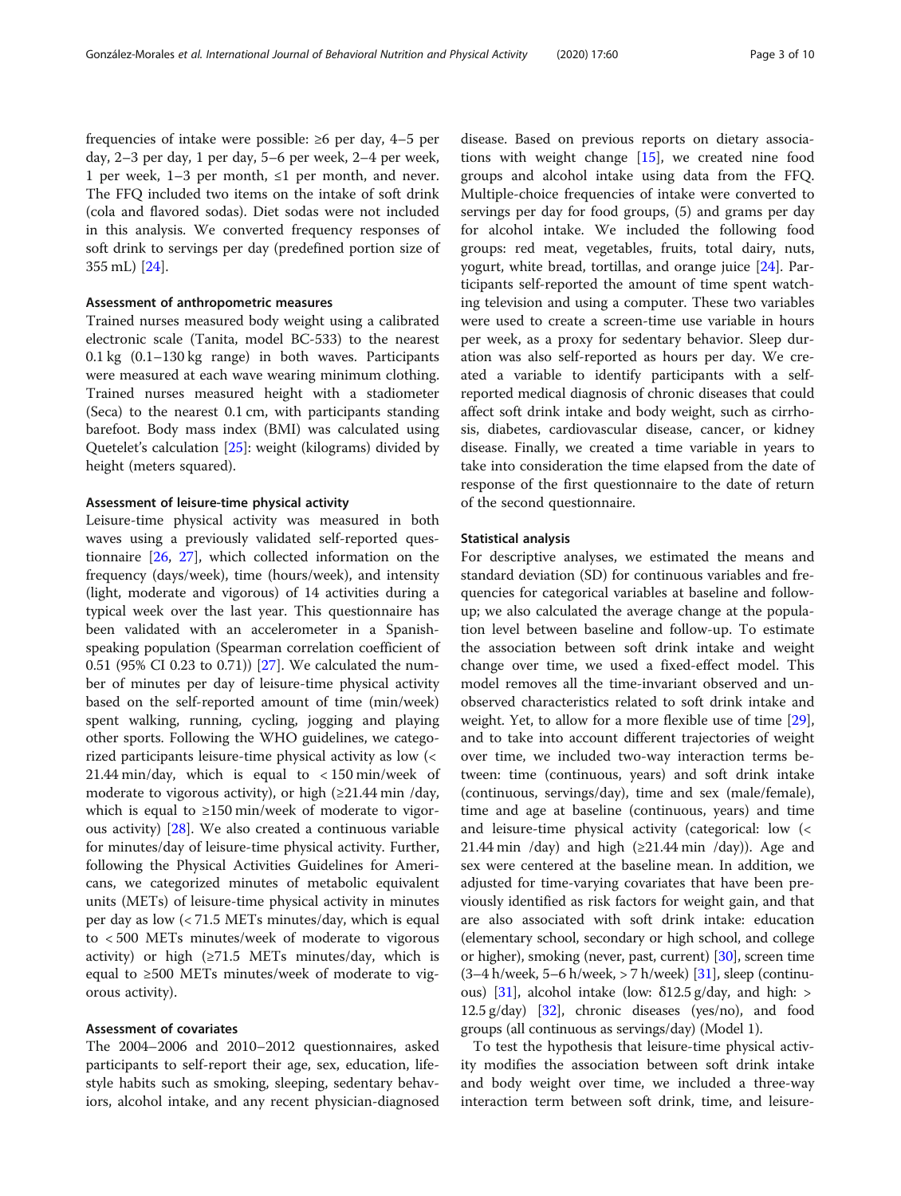frequencies of intake were possible: ≥6 per day, 4–5 per day, 2–3 per day, 1 per day, 5–6 per week, 2–4 per week, 1 per week, 1–3 per month, ≤1 per month, and never. The FFQ included two items on the intake of soft drink (cola and flavored sodas). Diet sodas were not included in this analysis. We converted frequency responses of soft drink to servings per day (predefined portion size of 355 mL) [24].

#### Assessment of anthropometric measures

Trained nurses measured body weight using a calibrated electronic scale (Tanita, model BC-533) to the nearest 0.1 kg (0.1–130 kg range) in both waves. Participants were measured at each wave wearing minimum clothing. Trained nurses measured height with a stadiometer (Seca) to the nearest 0.1 cm, with participants standing barefoot. Body mass index (BMI) was calculated using Quetelet's calculation [25]: weight (kilograms) divided by height (meters squared).

#### Assessment of leisure-time physical activity

Leisure-time physical activity was measured in both waves using a previously validated self-reported questionnaire [26, 27], which collected information on the frequency (days/week), time (hours/week), and intensity (light, moderate and vigorous) of 14 activities during a typical week over the last year. This questionnaire has been validated with an accelerometer in a Spanish-speaking population (Spearman correlation coefficient of 0.51 (95% CI 0.23 to 0.71)) [27]. We calculated the number of minutes per day of leisure-time physical activity based on the self-reported amount of time (min/week) spent walking, running, cycling, jogging and playing other sports. Following the WHO guidelines, we categorized participants leisure-time physical activity as low (< 21.44 min/day, which is equal to < 150 min/week of moderate to vigorous activity), or high (≥21.44 min /day, which is equal to ≥150 min/week of moderate to vigorous activity) [28]. We also created a continuous variable for minutes/day of leisure-time physical activity. Further, following the Physical Activities Guidelines for Americans, we categorized minutes of metabolic equivalent units (METs) of leisure-time physical activity in minutes per day as low (< 71.5 METs minutes/day, which is equal to < 500 METs minutes/week of moderate to vigorous activity) or high (≥71.5 METs minutes/day, which is equal to ≥500 METs minutes/week of moderate to vigorous activity).

#### Assessment of covariates

The 2004–2006 and 2010–2012 questionnaires, asked participants to self-report their age, sex, education, lifestyle habits such as smoking, sleeping, sedentary behaviors, alcohol intake, and any recent physician-diagnosed disease. Based on previous reports on dietary associations with weight change [15], we created nine food groups and alcohol intake using data from the FFQ. Multiple-choice frequencies of intake were converted to servings per day for food groups, (5) and grams per day for alcohol intake. We included the following food groups: red meat, vegetables, fruits, total dairy, nuts, yogurt, white bread, tortillas, and orange juice [24]. Participants self-reported the amount of time spent watching television and using a computer. These two variables were used to create a screen-time use variable in hours per week, as a proxy for sedentary behavior. Sleep duration was also self-reported as hours per day. We created a variable to identify participants with a self-reported medical diagnosis of chronic diseases that could affect soft drink intake and body weight, such as cirrhosis, diabetes, cardiovascular disease, cancer, or kidney disease. Finally, we created a time variable in years to take into consideration the time elapsed from the date of response of the first questionnaire to the date of return of the second questionnaire.

#### Statistical analysis

For descriptive analyses, we estimated the means and standard deviation (SD) for continuous variables and frequencies for categorical variables at baseline and follow-up; we also calculated the average change at the population level between baseline and follow-up. To estimate the association between soft drink intake and weight change over time, we used a fixed-effect model. This model removes all the time-invariant observed and unobserved characteristics related to soft drink intake and weight. Yet, to allow for a more flexible use of time [29], and to take into account different trajectories of weight over time, we included two-way interaction terms between: time (continuous, years) and soft drink intake (continuous, servings/day), time and sex (male/female), time and age at baseline (continuous, years) and time and leisure-time physical activity (categorical: low (< 21.44 min /day) and high (≥21.44 min /day)). Age and sex were centered at the baseline mean. In addition, we adjusted for time-varying covariates that have been previously identified as risk factors for weight gain, and that are also associated with soft drink intake: education (elementary school, secondary or high school, and college or higher), smoking (never, past, current) [30], screen time (3–4 h/week, 5–6 h/week, > 7 h/week) [31], sleep (continuous) [31], alcohol intake (low: δ12.5 g/day, and high: > 12.5 g/day) [32], chronic diseases (yes/no), and food groups (all continuous as servings/day) (Model 1).

To test the hypothesis that leisure-time physical activity modifies the association between soft drink intake and body weight over time, we included a three-way interaction term between soft drink, time, and leisure-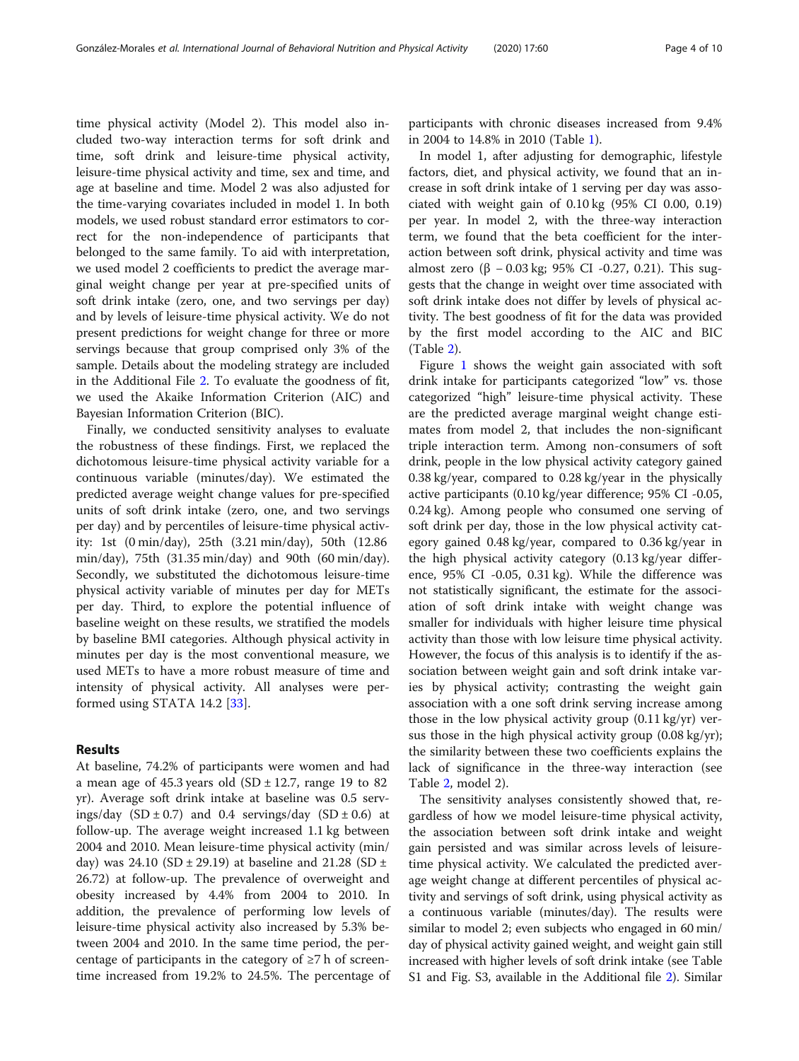time physical activity (Model 2). This model also included two-way interaction terms for soft drink and time, soft drink and leisure-time physical activity, leisure-time physical activity and time, sex and time, and age at baseline and time. Model 2 was also adjusted for the time-varying covariates included in model 1. In both models, we used robust standard error estimators to correct for the non-independence of participants that belonged to the same family. To aid with interpretation, we used model 2 coefficients to predict the average marginal weight change per year at pre-specified units of soft drink intake (zero, one, and two servings per day) and by levels of leisure-time physical activity. We do not present predictions for weight change for three or more servings because that group comprised only 3% of the sample. Details about the modeling strategy are included in the Additional File 2. To evaluate the goodness of fit, we used the Akaike Information Criterion (AIC) and Bayesian Information Criterion (BIC).

Finally, we conducted sensitivity analyses to evaluate the robustness of these findings. First, we replaced the dichotomous leisure-time physical activity variable for a continuous variable (minutes/day). We estimated the predicted average weight change values for pre-specified units of soft drink intake (zero, one, and two servings per day) and by percentiles of leisure-time physical activity: 1st (0 min/day), 25th (3.21 min/day), 50th (12.86 min/day), 75th (31.35 min/day) and 90th (60 min/day). Secondly, we substituted the dichotomous leisure-time physical activity variable of minutes per day for METs per day. Third, to explore the potential influence of baseline weight on these results, we stratified the models by baseline BMI categories. Although physical activity in minutes per day is the most conventional measure, we used METs to have a more robust measure of time and intensity of physical activity. All analyses were performed using STATA 14.2 [33].

## Results

At baseline, 74.2% of participants were women and had a mean age of 45.3 years old (SD ± 12.7, range 19 to 82 yr). Average soft drink intake at baseline was 0.5 servings/day (SD ± 0.7) and 0.4 servings/day (SD ± 0.6) at follow-up. The average weight increased 1.1 kg between 2004 and 2010. Mean leisure-time physical activity (min/day) was 24.10 (SD ± 29.19) at baseline and 21.28 (SD ± 26.72) at follow-up. The prevalence of overweight and obesity increased by 4.4% from 2004 to 2010. In addition, the prevalence of performing low levels of leisure-time physical activity also increased by 5.3% between 2004 and 2010. In the same time period, the percentage of participants in the category of ≥7 h of screen-time increased from 19.2% to 24.5%. The percentage of participants with chronic diseases increased from 9.4% in 2004 to 14.8% in 2010 (Table 1).

In model 1, after adjusting for demographic, lifestyle factors, diet, and physical activity, we found that an increase in soft drink intake of 1 serving per day was associated with weight gain of 0.10 kg (95% CI 0.00, 0.19) per year. In model 2, with the three-way interaction term, we found that the beta coefficient for the interaction between soft drink, physical activity and time was almost zero (β − 0.03 kg; 95% CI -0.27, 0.21). This suggests that the change in weight over time associated with soft drink intake does not differ by levels of physical activity. The best goodness of fit for the data was provided by the first model according to the AIC and BIC (Table 2).

Figure 1 shows the weight gain associated with soft drink intake for participants categorized "low" vs. those categorized "high" leisure-time physical activity. These are the predicted average marginal weight change estimates from model 2, that includes the non-significant triple interaction term. Among non-consumers of soft drink, people in the low physical activity category gained 0.38 kg/year, compared to 0.28 kg/year in the physically active participants (0.10 kg/year difference; 95% CI -0.05, 0.24 kg). Among people who consumed one serving of soft drink per day, those in the low physical activity category gained 0.48 kg/year, compared to 0.36 kg/year in the high physical activity category (0.13 kg/year difference, 95% CI -0.05, 0.31 kg). While the difference was not statistically significant, the estimate for the association of soft drink intake with weight change was smaller for individuals with higher leisure time physical activity than those with low leisure time physical activity. However, the focus of this analysis is to identify if the association between weight gain and soft drink intake varies by physical activity; contrasting the weight gain association with a one soft drink serving increase among those in the low physical activity group (0.11 kg/yr) versus those in the high physical activity group (0.08 kg/yr); the similarity between these two coefficients explains the lack of significance in the three-way interaction (see Table 2, model 2).

The sensitivity analyses consistently showed that, regardless of how we model leisure-time physical activity, the association between soft drink intake and weight gain persisted and was similar across levels of leisure-time physical activity. We calculated the predicted average weight change at different percentiles of physical activity and servings of soft drink, using physical activity as a continuous variable (minutes/day). The results were similar to model 2; even subjects who engaged in 60 min/day of physical activity gained weight, and weight gain still increased with higher levels of soft drink intake (see Table S1 and Fig. S3, available in the Additional file 2). Similar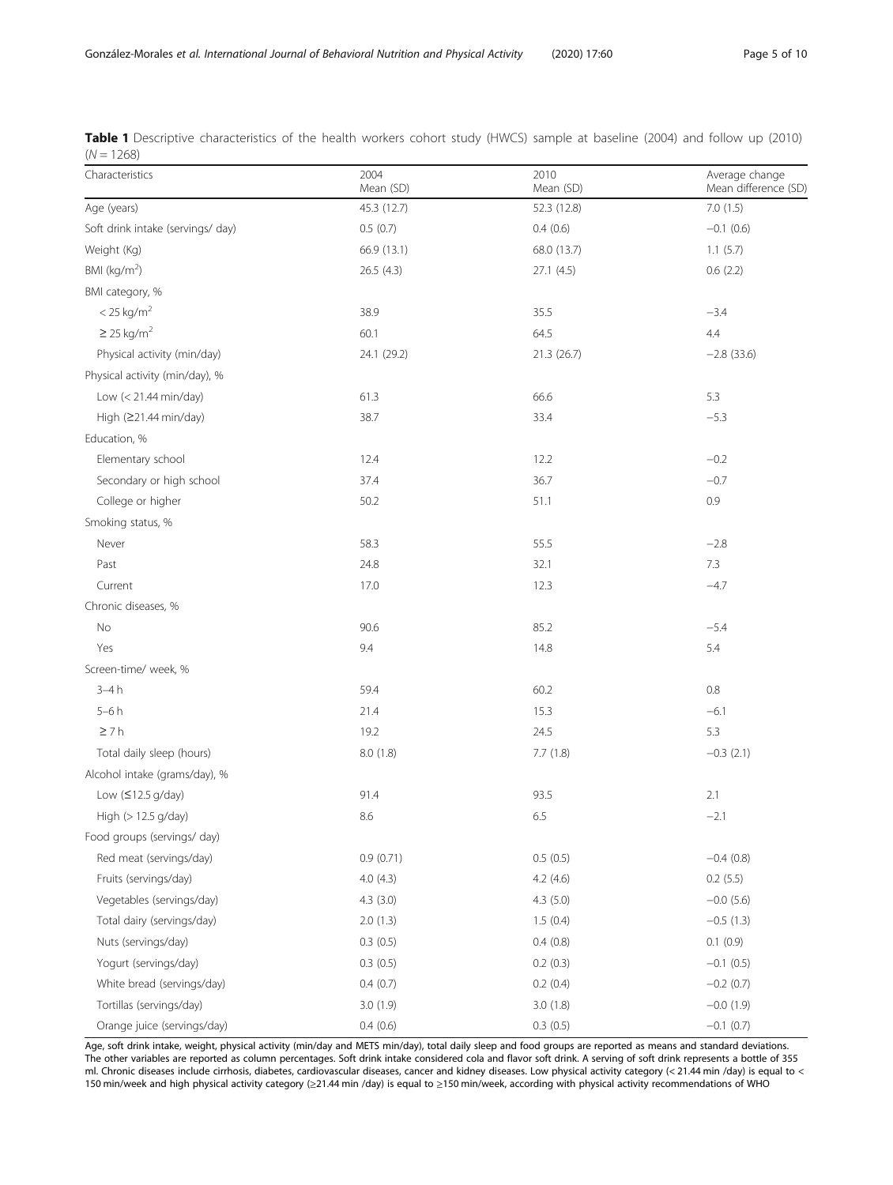**Table 1** Descriptive characteristics of the health workers cohort study (HWCS) sample at baseline (2004) and follow up (2010) ($N = 1268$)

| Characteristics | 2004 Mean (SD) | 2010 Mean (SD) | Average change Mean difference (SD) |
|---|---|---|---|
| Age (years) | 45.3 (12.7) | 52.3 (12.8) | 7.0 (1.5) |
| Soft drink intake (servings/ day) | 0.5 (0.7) | 0.4 (0.6) | −0.1 (0.6) |
| Weight (Kg) | 66.9 (13.1) | 68.0 (13.7) | 1.1 (5.7) |
| BMI (kg/m$^2$) | 26.5 (4.3) | 27.1 (4.5) | 0.6 (2.2) |
| BMI category, % | | | |
| < 25 kg/m$^2$ | 38.9 | 35.5 | −3.4 |
| ≥ 25 kg/m$^2$ | 60.1 | 64.5 | 4.4 |
| Physical activity (min/day) | 24.1 (29.2) | 21.3 (26.7) | −2.8 (33.6) |
| Physical activity (min/day), % | | | |
| Low (< 21.44 min/day) | 61.3 | 66.6 | 5.3 |
| High (≥21.44 min/day) | 38.7 | 33.4 | −5.3 |
| Education, % | | | |
| Elementary school | 12.4 | 12.2 | −0.2 |
| Secondary or high school | 37.4 | 36.7 | −0.7 |
| College or higher | 50.2 | 51.1 | 0.9 |
| Smoking status, % | | | |
| Never | 58.3 | 55.5 | −2.8 |
| Past | 24.8 | 32.1 | 7.3 |
| Current | 17.0 | 12.3 | −4.7 |
| Chronic diseases, % | | | |
| No | 90.6 | 85.2 | −5.4 |
| Yes | 9.4 | 14.8 | 5.4 |
| Screen-time/ week, % | | | |
| 3–4 h | 59.4 | 60.2 | 0.8 |
| 5–6 h | 21.4 | 15.3 | −6.1 |
| ≥ 7 h | 19.2 | 24.5 | 5.3 |
| Total daily sleep (hours) | 8.0 (1.8) | 7.7 (1.8) | −0.3 (2.1) |
| Alcohol intake (grams/day), % | | | |
| Low (≤12.5 g/day) | 91.4 | 93.5 | 2.1 |
| High (> 12.5 g/day) | 8.6 | 6.5 | −2.1 |
| Food groups (servings/ day) | | | |
| Red meat (servings/day) | 0.9 (0.71) | 0.5 (0.5) | −0.4 (0.8) |
| Fruits (servings/day) | 4.0 (4.3) | 4.2 (4.6) | 0.2 (5.5) |
| Vegetables (servings/day) | 4.3 (3.0) | 4.3 (5.0) | −0.0 (5.6) |
| Total dairy (servings/day) | 2.0 (1.3) | 1.5 (0.4) | −0.5 (1.3) |
| Nuts (servings/day) | 0.3 (0.5) | 0.4 (0.8) | 0.1 (0.9) |
| Yogurt (servings/day) | 0.3 (0.5) | 0.2 (0.3) | −0.1 (0.5) |
| White bread (servings/day) | 0.4 (0.7) | 0.2 (0.4) | −0.2 (0.7) |
| Tortillas (servings/day) | 3.0 (1.9) | 3.0 (1.8) | −0.0 (1.9) |
| Orange juice (servings/day) | 0.4 (0.6) | 0.3 (0.5) | −0.1 (0.7) |

Age, soft drink intake, weight, physical activity (min/day and METS min/day), total daily sleep and food groups are reported as means and standard deviations. The other variables are reported as column percentages. Soft drink intake considered cola and flavor soft drink. A serving of soft drink represents a bottle of 355 ml. Chronic diseases include cirrhosis, diabetes, cardiovascular diseases, cancer and kidney diseases. Low physical activity category (< 21.44 min /day) is equal to < 150 min/week and high physical activity category (≥21.44 min /day) is equal to ≥150 min/week, according with physical activity recommendations of WHO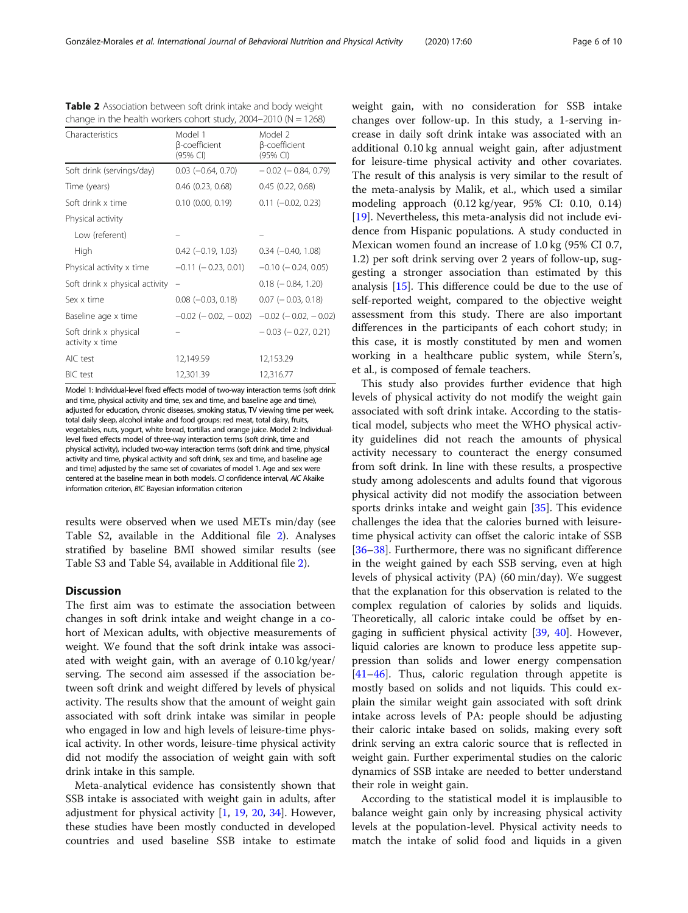**Table 2** Association between soft drink intake and body weight change in the health workers cohort study, 2004–2010 (N = 1268)

| Characteristics | Model 1 β-coefficient (95% CI) | Model 2 β-coefficient (95% CI) |
|---|---|---|
| Soft drink (servings/day) | 0.03 (−0.64, 0.70) | − 0.02 (− 0.84, 0.79) |
| Time (years) | 0.46 (0.23, 0.68) | 0.45 (0.22, 0.68) |
| Soft drink x time | 0.10 (0.00, 0.19) | 0.11 (−0.02, 0.23) |
| Physical activity | | |
| Low (referent) | – | – |
| High | 0.42 (−0.19, 1.03) | 0.34 (−0.40, 1.08) |
| Physical activity x time | −0.11 (− 0.23, 0.01) | −0.10 (− 0.24, 0.05) |
| Soft drink x physical activity | – | 0.18 (− 0.84, 1.20) |
| Sex x time | 0.08 (−0.03, 0.18) | 0.07 (− 0.03, 0.18) |
| Baseline age x time | −0.02 (− 0.02, − 0.02) | −0.02 (− 0.02, − 0.02) |
| Soft drink x physical activity x time | – | − 0.03 (− 0.27, 0.21) |
| AIC test | 12,149.59 | 12,153.29 |
| BIC test | 12,301.39 | 12,316.77 |

Model 1: Individual-level fixed effects model of two-way interaction terms (soft drink and time, physical activity and time, sex and time, and baseline age and time), adjusted for education, chronic diseases, smoking status, TV viewing time per week, total daily sleep, alcohol intake and food groups: red meat, total dairy, fruits, vegetables, nuts, yogurt, white bread, tortillas and orange juice. Model 2: Individual-level fixed effects model of three-way interaction terms (soft drink, time and physical activity), included two-way interaction terms (soft drink and time, physical activity and time, physical activity and soft drink, sex and time, and baseline age and time) adjusted by the same set of covariates of model 1. Age and sex were centered at the baseline mean in both models. *CI* confidence interval, *AIC* Akaike information criterion, *BIC* Bayesian information criterion

results were observed when we used METs min/day (see Table S2, available in the Additional file 2). Analyses stratified by baseline BMI showed similar results (see Table S3 and Table S4, available in Additional file 2).

## Discussion

The first aim was to estimate the association between changes in soft drink intake and weight change in a cohort of Mexican adults, with objective measurements of weight. We found that the soft drink intake was associated with weight gain, with an average of 0.10 kg/year/serving. The second aim assessed if the association between soft drink and weight differed by levels of physical activity. The results show that the amount of weight gain associated with soft drink intake was similar in people who engaged in low and high levels of leisure-time physical activity. In other words, leisure-time physical activity did not modify the association of weight gain with soft drink intake in this sample.

Meta-analytical evidence has consistently shown that SSB intake is associated with weight gain in adults, after adjustment for physical activity [1, 19, 20, 34]. However, these studies have been mostly conducted in developed countries and used baseline SSB intake to estimate weight gain, with no consideration for SSB intake changes over follow-up. In this study, a 1-serving increase in daily soft drink intake was associated with an additional 0.10 kg annual weight gain, after adjustment for leisure-time physical activity and other covariates. The result of this analysis is very similar to the result of the meta-analysis by Malik, et al., which used a similar modeling approach (0.12 kg/year, 95% CI: 0.10, 0.14) [19]. Nevertheless, this meta-analysis did not include evidence from Hispanic populations. A study conducted in Mexican women found an increase of 1.0 kg (95% CI 0.7, 1.2) per soft drink serving over 2 years of follow-up, suggesting a stronger association than estimated by this analysis [15]. This difference could be due to the use of self-reported weight, compared to the objective weight assessment from this study. There are also important differences in the participants of each cohort study; in this case, it is mostly constituted by men and women working in a healthcare public system, while Stern's, et al., is composed of female teachers.

This study also provides further evidence that high levels of physical activity do not modify the weight gain associated with soft drink intake. According to the statistical model, subjects who meet the WHO physical activity guidelines did not reach the amounts of physical activity necessary to counteract the energy consumed from soft drink. In line with these results, a prospective study among adolescents and adults found that vigorous physical activity did not modify the association between sports drinks intake and weight gain [35]. This evidence challenges the idea that the calories burned with leisure-time physical activity can offset the caloric intake of SSB [36–38]. Furthermore, there was no significant difference in the weight gained by each SSB serving, even at high levels of physical activity (PA) (60 min/day). We suggest that the explanation for this observation is related to the complex regulation of calories by solids and liquids. Theoretically, all caloric intake could be offset by engaging in sufficient physical activity [39, 40]. However, liquid calories are known to produce less appetite suppression than solids and lower energy compensation [41–46]. Thus, caloric regulation through appetite is mostly based on solids and not liquids. This could explain the similar weight gain associated with soft drink intake across levels of PA: people should be adjusting their caloric intake based on solids, making every soft drink serving an extra caloric source that is reflected in weight gain. Further experimental studies on the caloric dynamics of SSB intake are needed to better understand their role in weight gain.

According to the statistical model it is implausible to balance weight gain only by increasing physical activity levels at the population-level. Physical activity needs to match the intake of solid food and liquids in a given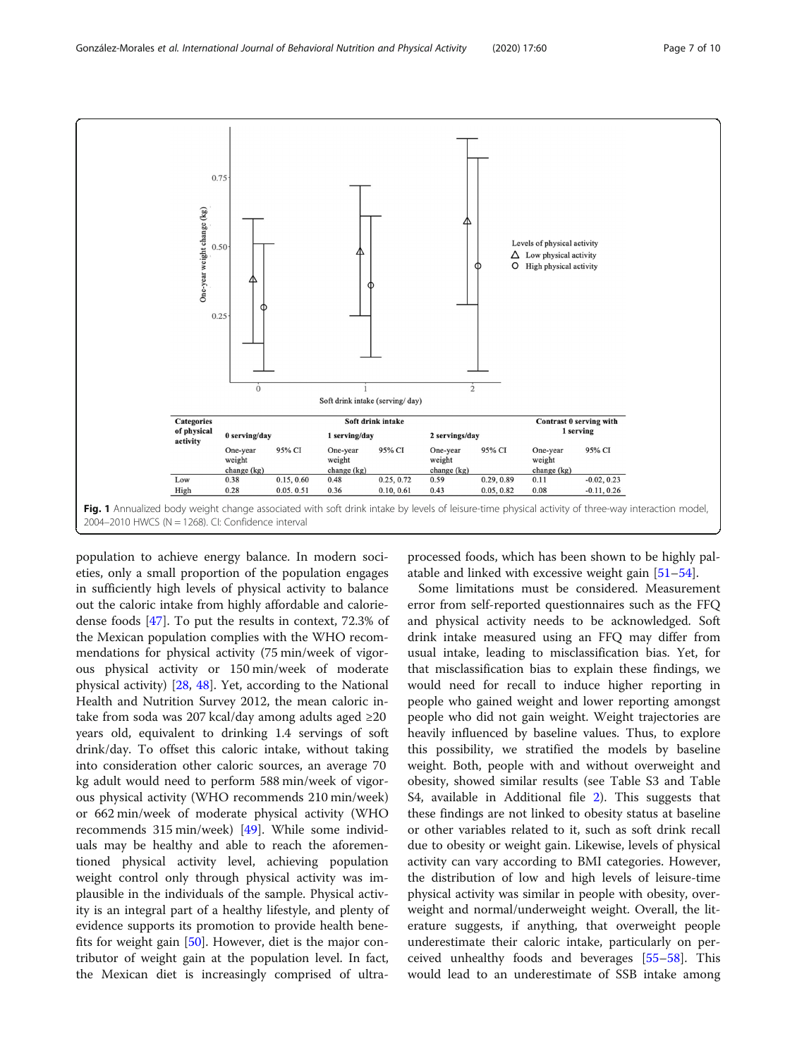| Categories of physical activity | Soft drink intake | | | | | | Contrast 0 serving with 1 serving | |
|---|---|---|---|---|---|---|---|---|
| | 0 serving/day | | 1 serving/day | | 2 servings/day | | | |
| | One-year weight change (kg) | 95% CI | One-year weight change (kg) | 95% CI | One-year weight change (kg) | 95% CI | One-year weight change (kg) | 95% CI |
| Low | 0.38 | 0.15, 0.60 | 0.48 | 0.25, 0.72 | 0.59 | 0.29, 0.89 | 0.11 | -0.02, 0.23 |
| High | 0.28 | 0.05. 0.51 | 0.36 | 0.10, 0.61 | 0.43 | 0.05, 0.82 | 0.08 | -0.11, 0.26 |

**Fig. 1** Annualized body weight change associated with soft drink intake by levels of leisure-time physical activity of three-way interaction model, 2004–2010 HWCS (N = 1268). CI: Confidence interval

population to achieve energy balance. In modern societies, only a small proportion of the population engages in sufficiently high levels of physical activity to balance out the caloric intake from highly affordable and calorie-dense foods [47]. To put the results in context, 72.3% of the Mexican population complies with the WHO recommendations for physical activity (75 min/week of vigorous physical activity or 150 min/week of moderate physical activity) [28, 48]. Yet, according to the National Health and Nutrition Survey 2012, the mean caloric intake from soda was 207 kcal/day among adults aged ≥20 years old, equivalent to drinking 1.4 servings of soft drink/day. To offset this caloric intake, without taking into consideration other caloric sources, an average 70 kg adult would need to perform 588 min/week of vigorous physical activity (WHO recommends 210 min/week) or 662 min/week of moderate physical activity (WHO recommends 315 min/week) [49]. While some individuals may be healthy and able to reach the aforementioned physical activity level, achieving population weight control only through physical activity was implausible in the individuals of the sample. Physical activity is an integral part of a healthy lifestyle, and plenty of evidence supports its promotion to provide health benefits for weight gain [50]. However, diet is the major contributor of weight gain at the population level. In fact, the Mexican diet is increasingly comprised of ultra-processed foods, which has been shown to be highly palatable and linked with excessive weight gain [51–54].

Some limitations must be considered. Measurement error from self-reported questionnaires such as the FFQ and physical activity needs to be acknowledged. Soft drink intake measured using an FFQ may differ from usual intake, leading to misclassification bias. Yet, for that misclassification bias to explain these findings, we would need for recall to induce higher reporting in people who gained weight and lower reporting amongst people who did not gain weight. Weight trajectories are heavily influenced by baseline values. Thus, to explore this possibility, we stratified the models by baseline weight. Both, people with and without overweight and obesity, showed similar results (see Table S3 and Table S4, available in Additional file 2). This suggests that these findings are not linked to obesity status at baseline or other variables related to it, such as soft drink recall due to obesity or weight gain. Likewise, levels of physical activity can vary according to BMI categories. However, the distribution of low and high levels of leisure-time physical activity was similar in people with obesity, overweight and normal/underweight weight. Overall, the literature suggests, if anything, that overweight people underestimate their caloric intake, particularly on perceived unhealthy foods and beverages [55–58]. This would lead to an underestimate of SSB intake among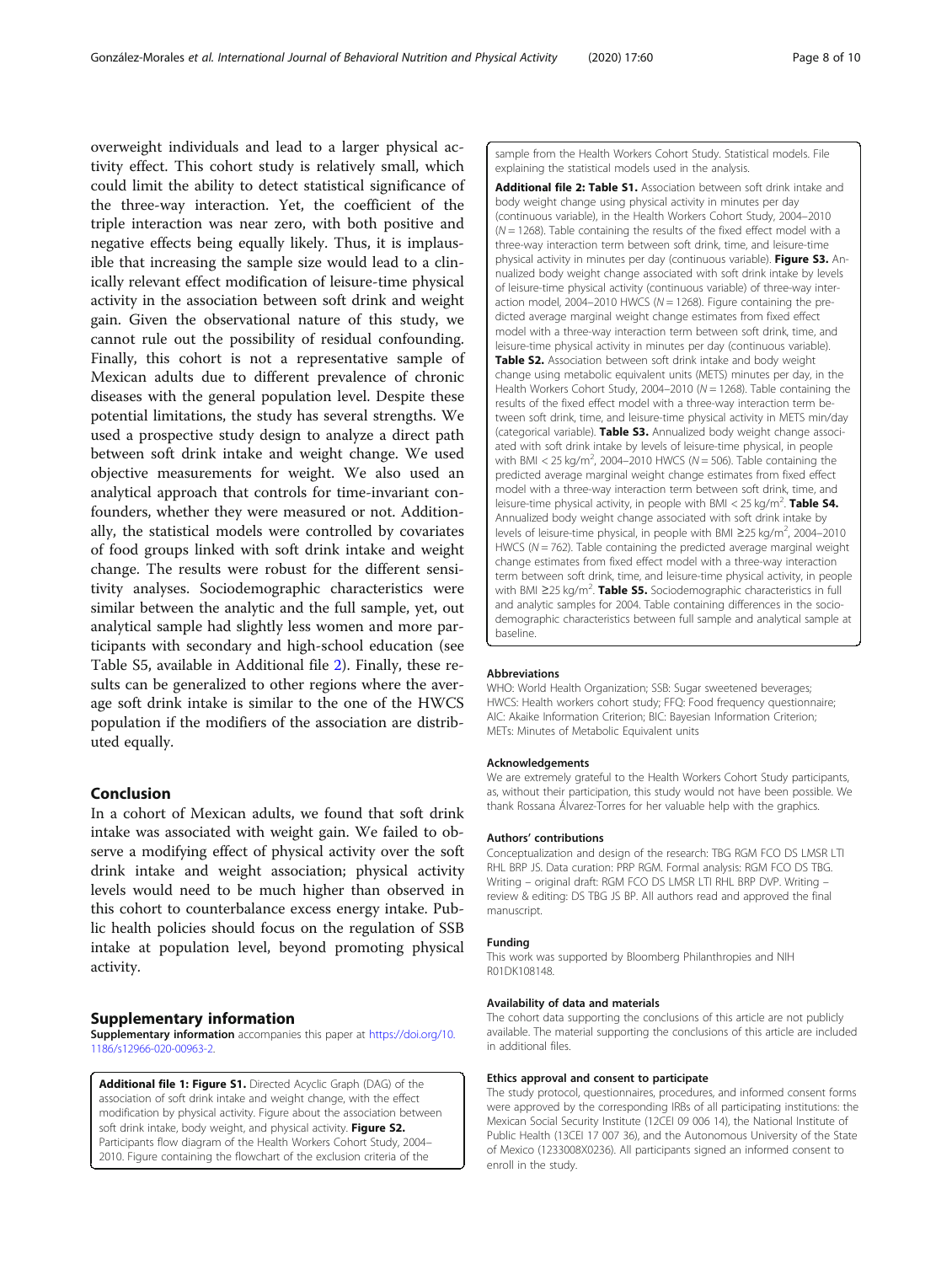overweight individuals and lead to a larger physical activity effect. This cohort study is relatively small, which could limit the ability to detect statistical significance of the three-way interaction. Yet, the coefficient of the triple interaction was near zero, with both positive and negative effects being equally likely. Thus, it is implausible that increasing the sample size would lead to a clinically relevant effect modification of leisure-time physical activity in the association between soft drink and weight gain. Given the observational nature of this study, we cannot rule out the possibility of residual confounding. Finally, this cohort is not a representative sample of Mexican adults due to different prevalence of chronic diseases with the general population level. Despite these potential limitations, the study has several strengths. We used a prospective study design to analyze a direct path between soft drink intake and weight change. We used objective measurements for weight. We also used an analytical approach that controls for time-invariant confounders, whether they were measured or not. Additionally, the statistical models were controlled by covariates of food groups linked with soft drink intake and weight change. The results were robust for the different sensitivity analyses. Sociodemographic characteristics were similar between the analytic and the full sample, yet, out analytical sample had slightly less women and more participants with secondary and high-school education (see Table S5, available in Additional file 2). Finally, these results can be generalized to other regions where the average soft drink intake is similar to the one of the HWCS population if the modifiers of the association are distributed equally.

## Conclusion

In a cohort of Mexican adults, we found that soft drink intake was associated with weight gain. We failed to observe a modifying effect of physical activity over the soft drink intake and weight association; physical activity levels would need to be much higher than observed in this cohort to counterbalance excess energy intake. Public health policies should focus on the regulation of SSB intake at population level, beyond promoting physical activity.

## Supplementary information

**Supplementary information** accompanies this paper at https://doi.org/10.1186/s12966-020-00963-2.

**Additional file 1: Figure S1.** Directed Acyclic Graph (DAG) of the association of soft drink intake and weight change, with the effect modification by physical activity. Figure about the association between soft drink intake, body weight, and physical activity. **Figure S2.** Participants flow diagram of the Health Workers Cohort Study, 2004–2010. Figure containing the flowchart of the exclusion criteria of the sample from the Health Workers Cohort Study. Statistical models. File explaining the statistical models used in the analysis.

**Additional file 2: Table S1.** Association between soft drink intake and body weight change using physical activity in minutes per day (continuous variable), in the Health Workers Cohort Study, 2004–2010 ($N = 1268$). Table containing the results of the fixed effect model with a three-way interaction term between soft drink, time, and leisure-time physical activity in minutes per day (continuous variable). **Figure S3.** Annualized body weight change associated with soft drink intake by levels of leisure-time physical activity (continuous variable) of three-way interaction model, 2004–2010 HWCS ($N = 1268$). Figure containing the predicted average marginal weight change estimates from fixed effect model with a three-way interaction term between soft drink, time, and leisure-time physical activity in minutes per day (continuous variable). **Table S2.** Association between soft drink intake and body weight change using metabolic equivalent units (METS) minutes per day, in the Health Workers Cohort Study, 2004–2010 ($N = 1268$). Table containing the results of the fixed effect model with a three-way interaction term between soft drink, time, and leisure-time physical activity in METS min/day (categorical variable). **Table S3.** Annualized body weight change associated with soft drink intake by levels of leisure-time physical, in people with BMI < 25 kg/m$^2$, 2004–2010 HWCS ($N = 506$). Table containing the predicted average marginal weight change estimates from fixed effect model with a three-way interaction term between soft drink, time, and leisure-time physical activity, in people with BMI < 25 kg/m$^2$. **Table S4.** Annualized body weight change associated with soft drink intake by levels of leisure-time physical, in people with BMI ≥25 kg/m$^2$, 2004–2010 HWCS ($N = 762$). Table containing the predicted average marginal weight change estimates from fixed effect model with a three-way interaction term between soft drink, time, and leisure-time physical activity, in people with BMI ≥25 kg/m$^2$. **Table S5.** Sociodemographic characteristics in full and analytic samples for 2004. Table containing differences in the sociodemographic characteristics between full sample and analytical sample at baseline.

### Abbreviations

WHO: World Health Organization; SSB: Sugar sweetened beverages; HWCS: Health workers cohort study; FFQ: Food frequency questionnaire; AIC: Akaike Information Criterion; BIC: Bayesian Information Criterion; METs: Minutes of Metabolic Equivalent units

### Acknowledgements

We are extremely grateful to the Health Workers Cohort Study participants, as, without their participation, this study would not have been possible. We thank Rossana Álvarez-Torres for her valuable help with the graphics.

### Authors' contributions

Conceptualization and design of the research: TBG RGM FCO DS LMSR LTI RHL BRP JS. Data curation: PRP RGM. Formal analysis: RGM FCO DS TBG. Writing – original draft: RGM FCO DS LMSR LTI RHL BRP DVP. Writing – review & editing: DS TBG JS BP. All authors read and approved the final manuscript.

### Funding

This work was supported by Bloomberg Philanthropies and NIH R01DK108148.

### Availability of data and materials

The cohort data supporting the conclusions of this article are not publicly available. The material supporting the conclusions of this article are included in additional files.

### Ethics approval and consent to participate

The study protocol, questionnaires, procedures, and informed consent forms were approved by the corresponding IRBs of all participating institutions: the Mexican Social Security Institute (12CEI 09 006 14), the National Institute of Public Health (13CEI 17 007 36), and the Autonomous University of the State of Mexico (1233008X0236). All participants signed an informed consent to enroll in the study.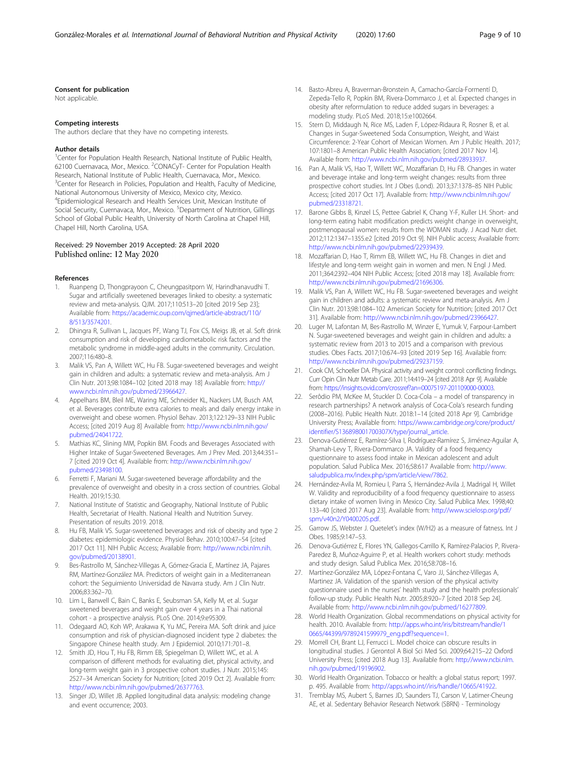### Consent for publication

Not applicable.

### Competing interests

The authors declare that they have no competing interests.

### Author details

[1]Center for Population Health Research, National Institute of Public Health, 62100 Cuernavaca, Mor., Mexico. [2]CONACyT- Center for Population Health Research, National Institute of Public Health, Cuernavaca, Mor., Mexico. [3]Center for Research in Policies, Population and Health, Faculty of Medicine, National Autonomous University of Mexico, Mexico city, Mexico. [4]Epidemiological Research and Health Services Unit, Mexican Institute of Social Security, Cuernavaca, Mor., Mexico. [5]Department of Nutrition, Gillings School of Global Public Health, University of North Carolina at Chapel Hill, Chapel Hill, North Carolina, USA.

Received: 29 November 2019 Accepted: 28 April 2020
Published online: 12 May 2020

### References

1. Ruanpeng D, Thongprayoon C, Cheungpasitporn W, Harindhanavudhi T. Sugar and artificially sweetened beverages linked to obesity: a systematic review and meta-analysis. QJM. 2017;110:513–20 [cited 2019 Sep 23]; Available from: https://academic.oup.com/qjmed/article-abstract/110/8/513/3574201.
2. Dhingra R, Sullivan L, Jacques PF, Wang TJ, Fox CS, Meigs JB, et al. Soft drink consumption and risk of developing cardiometabolic risk factors and the metabolic syndrome in middle-aged adults in the community. Circulation. 2007;116:480–8.
3. Malik VS, Pan A, Willett WC, Hu FB. Sugar-sweetened beverages and weight gain in children and adults: a systematic review and meta-analysis. Am J Clin Nutr. 2013;98:1084–102 [cited 2018 may 18] Available from: http://www.ncbi.nlm.nih.gov/pubmed/23966427.
4. Appelhans BM, Bleil ME, Waring ME, Schneider KL, Nackers LM, Busch AM, et al. Beverages contribute extra calories to meals and daily energy intake in overweight and obese women. Physiol Behav. 2013;122:129–33 NIH Public Access; [cited 2019 Aug 8] Available from: http://www.ncbi.nlm.nih.gov/pubmed/24041722.
5. Mathias KC, Slining MM, Popkin BM. Foods and Beverages Associated with Higher Intake of Sugar-Sweetened Beverages. Am J Prev Med. 2013;44:351–7 [cited 2019 Oct 4]. Available from: http://www.ncbi.nlm.nih.gov/pubmed/23498100.
6. Ferretti F, Mariani M. Sugar-sweetened beverage affordability and the prevalence of overweight and obesity in a cross section of countries. Global Health. 2019;15:30.
7. National Institute of Statistic and Geography, National Institute of Public Health, Secretariat of Health. National Health and Nutrition Survey. Presentation of results 2019. 2018.
8. Hu FB, Malik VS. Sugar-sweetened beverages and risk of obesity and type 2 diabetes: epidemiologic evidence. Physiol Behav. 2010;100:47–54 [cited 2017 Oct 11]. NIH Public Access; Available from: http://www.ncbi.nlm.nih.gov/pubmed/20138901.
9. Bes-Rastrollo M, Sánchez-Villegas A, Gómez-Gracia E, Martínez JA, Pajares RM, Martínez-González MA. Predictors of weight gain in a Mediterranean cohort: the Seguimiento Universidad de Navarra study. Am J Clin Nutr. 2006;83:362–70.
10. Lim L, Banwell C, Bain C, Banks E, Seubsman SA, Kelly M, et al. Sugar sweetened beverages and weight gain over 4 years in a Thai national cohort - a prospective analysis. PLoS One. 2014;9:e95309.
11. Odegaard AO, Koh WP, Arakawa K, Yu MC, Pereira MA. Soft drink and juice consumption and risk of physician-diagnosed incident type 2 diabetes: the Singapore Chinese health study. Am J Epidemiol. 2010;171:701–8.
12. Smith JD, Hou T, Hu FB, Rimm EB, Spiegelman D, Willett WC, et al. A comparison of different methods for evaluating diet, physical activity, and long-term weight gain in 3 prospective cohort studies. J Nutr. 2015;145:2527–34 American Society for Nutrition; [cited 2019 Oct 2]. Available from: http://www.ncbi.nlm.nih.gov/pubmed/26377763.
13. Singer JD, Willet JB. Applied longitudinal data analysis: modeling change and event occurrence; 2003.
14. Basto-Abreu A, Braverman-Bronstein A, Camacho-García-Formentí D, Zepeda-Tello R, Popkin BM, Rivera-Dommarco J, et al. Expected changes in obesity after reformulation to reduce added sugars in beverages: a modeling study. PLoS Med. 2018;15:e1002664.
15. Stern D, Middaugh N, Rice MS, Laden F, López-Ridaura R, Rosner B, et al. Changes in Sugar-Sweetened Soda Consumption, Weight, and Waist Circumference: 2-Year Cohort of Mexican Women. Am J Public Health. 2017;107:1801–8 American Public Health Association; [cited 2017 Nov 14]. Available from: http://www.ncbi.nlm.nih.gov/pubmed/28933937.
16. Pan A, Malik VS, Hao T, Willett WC, Mozaffarian D, Hu FB. Changes in water and beverage intake and long-term weight changes: results from three prospective cohort studies. Int J Obes (Lond). 2013;37:1378–85 NIH Public Access; [cited 2017 Oct 17]. Available from: http://www.ncbi.nlm.nih.gov/pubmed/23318721.
17. Barone Gibbs B, Kinzel LS, Pettee Gabriel K, Chang Y-F, Kuller LH. Short- and long-term eating habit modification predicts weight change in overweight, postmenopausal women: results from the WOMAN study. J Acad Nutr diet. 2012;112:1347–1355.e2 [cited 2019 Oct 9]. NIH Public access; Available from: http://www.ncbi.nlm.nih.gov/pubmed/22939439.
18. Mozaffarian D, Hao T, Rimm EB, Willett WC, Hu FB. Changes in diet and lifestyle and long-term weight gain in women and men. N Engl J Med. 2011;364:2392–404 NIH Public Access; [cited 2018 may 18]. Available from: http://www.ncbi.nlm.nih.gov/pubmed/21696306.
19. Malik VS, Pan A, Willett WC, Hu FB. Sugar-sweetened beverages and weight gain in children and adults: a systematic review and meta-analysis. Am J Clin Nutr. 2013;98:1084–102 American Society for Nutrition; [cited 2017 Oct 31]. Available from: http://www.ncbi.nlm.nih.gov/pubmed/23966427.
20. Luger M, Lafontan M, Bes-Rastrollo M, Winzer E, Yumuk V, Farpour-Lambert N. Sugar-sweetened beverages and weight gain in children and adults: a systematic review from 2013 to 2015 and a comparison with previous studies. Obes Facts. 2017;10:674–93 [cited 2019 Sep 16]. Available from: http://www.ncbi.nlm.nih.gov/pubmed/29237159.
21. Cook CM, Schoeller DA. Physical activity and weight control: conflicting findings. Curr Opin Clin Nutr Metab Care. 2011;14:419–24 [cited 2018 Apr 9]. Available from: https://insights.ovid.com/crossref?an=00075197-201109000-00003.
22. Serôdio PM, McKee M, Stuckler D. Coca-Cola – a model of transparency in research partnerships? A network analysis of Coca-Cola's research funding (2008–2016). Public Health Nutr. 2018:1–14 [cited 2018 Apr 9]. Cambridge University Press; Available from: https://www.cambridge.org/core/product/identifier/S136898001700307X/type/journal_article.
23. Denova-Gutiérrez E, Ramírez-Silva I, Rodríguez-Ramírez S, Jiménez-Aguilar A, Shamah-Levy T, Rivera-Dommarco JA. Validity of a food frequency questionnaire to assess food intake in Mexican adolescent and adult population. Salud Publica Mex. 2016;58:617 Available from: http://www.saludpublica.mx/index.php/spm/article/view/7862.
24. Hernández-Avila M, Romieu I, Parra S, Hernández-Avila J, Madrigal H, Willet W. Validity and reproducibility of a food frequency questionnaire to assess dietary intake of women living in Mexico City. Salud Publica Mex. 1998;40:133–40 [cited 2017 Aug 23]. Available from: http://www.scielosp.org/pdf/spm/v40n2/Y0400205.pdf.
25. Garrow JS, Webster J. Quetelet's index (W/H2) as a measure of fatness. Int J Obes. 1985;9:147–53.
26. Denova-Gutiérrez E, Flores YN, Gallegos-Carrillo K, Ramírez-Palacios P, Rivera-Paredez B, Muñoz-Aguirre P, et al. Health workers cohort study: methods and study design. Salud Publica Mex. 2016;58:708–16.
27. Martínez-González MA, López-Fontana C, Varo JJ, Sánchez-Villegas A, Martinez JA. Validation of the spanish version of the physical activity questionnaire used in the nurses' health study and the health professionals' follow-up study. Public Health Nutr. 2005;8:920–7 [cited 2018 Sep 24]. Available from: http://www.ncbi.nlm.nih.gov/pubmed/16277809.
28. World Health Organization. Global recommendations on physical activity for health. 2010. Available from: http://apps.who.int/iris/bitstream/handle/10665/44399/9789241599979_eng.pdf?sequence=1.
29. Morrell CH, Brant LJ, Ferrucci L. Model choice can obscure results in longitudinal studies. J Gerontol A Biol Sci Med Sci. 2009;64:215–22 Oxford University Press; [cited 2018 Aug 13]. Available from: http://www.ncbi.nlm.nih.gov/pubmed/19196902.
30. World Health Organization. Tobacco or health: a global status report; 1997. p. 495. Available from: http://apps.who.int//iris/handle/10665/41922.
31. Tremblay MS, Aubert S, Barnes JD, Saunders TJ, Carson V, Latimer-Cheung AE, et al. Sedentary Behavior Research Network (SBRN) - Terminology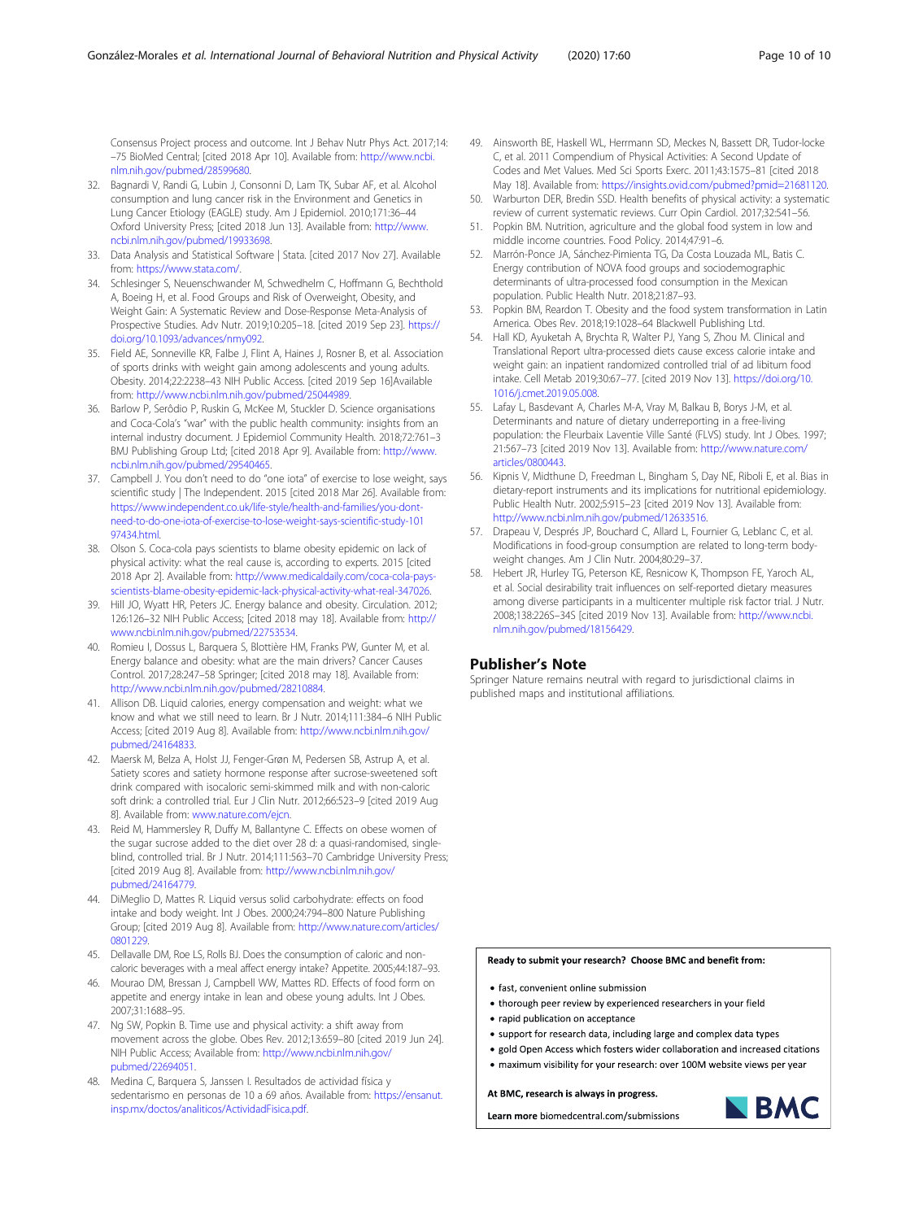Consensus Project process and outcome. Int J Behav Nutr Phys Act. 2017;14:–75 BioMed Central; [cited 2018 Apr 10]. Available from: http://www.ncbi.nlm.nih.gov/pubmed/28599680.

32. Bagnardi V, Randi G, Lubin J, Consonni D, Lam TK, Subar AF, et al. Alcohol consumption and lung cancer risk in the Environment and Genetics in Lung Cancer Etiology (EAGLE) study. Am J Epidemiol. 2010;171:36–44 Oxford University Press; [cited 2018 Jun 13]. Available from: http://www.ncbi.nlm.nih.gov/pubmed/19933698.
33. Data Analysis and Statistical Software | Stata. [cited 2017 Nov 27]. Available from: https://www.stata.com/.
34. Schlesinger S, Neuenschwander M, Schwedhelm C, Hoffmann G, Bechthold A, Boeing H, et al. Food Groups and Risk of Overweight, Obesity, and Weight Gain: A Systematic Review and Dose-Response Meta-Analysis of Prospective Studies. Adv Nutr. 2019;10:205–18. [cited 2019 Sep 23]. https://doi.org/10.1093/advances/nmy092.
35. Field AE, Sonneville KR, Falbe J, Flint A, Haines J, Rosner B, et al. Association of sports drinks with weight gain among adolescents and young adults. Obesity. 2014;22:2238–43 NIH Public Access. [cited 2019 Sep 16]Available from: http://www.ncbi.nlm.nih.gov/pubmed/25044989.
36. Barlow P, Serôdio P, Ruskin G, McKee M, Stuckler D. Science organisations and Coca-Cola's "war" with the public health community: insights from an internal industry document. J Epidemiol Community Health. 2018;72:761–3 BMJ Publishing Group Ltd; [cited 2018 Apr 9]. Available from: http://www.ncbi.nlm.nih.gov/pubmed/29540465.
37. Campbell J. You don't need to do "one iota" of exercise to lose weight, says scientific study | The Independent. 2015 [cited 2018 Mar 26]. Available from: https://www.independent.co.uk/life-style/health-and-families/you-dont-need-to-do-one-iota-of-exercise-to-lose-weight-says-scientific-study-10197434.html.
38. Olson S. Coca-cola pays scientists to blame obesity epidemic on lack of physical activity: what the real cause is, according to experts. 2015 [cited 2018 Apr 2]. Available from: http://www.medicaldaily.com/coca-cola-pays-scientists-blame-obesity-epidemic-lack-physical-activity-what-real-347026.
39. Hill JO, Wyatt HR, Peters JC. Energy balance and obesity. Circulation. 2012;126:126–32 NIH Public Access; [cited 2018 may 18]. Available from: http://www.ncbi.nlm.nih.gov/pubmed/22753534.
40. Romieu I, Dossus L, Barquera S, Blottière HM, Franks PW, Gunter M, et al. Energy balance and obesity: what are the main drivers? Cancer Causes Control. 2017;28:247–58 Springer; [cited 2018 may 18]. Available from: http://www.ncbi.nlm.nih.gov/pubmed/28210884.
41. Allison DB. Liquid calories, energy compensation and weight: what we know and what we still need to learn. Br J Nutr. 2014;111:384–6 NIH Public Access; [cited 2019 Aug 8]. Available from: http://www.ncbi.nlm.nih.gov/pubmed/24164833.
42. Maersk M, Belza A, Holst JJ, Fenger-Grøn M, Pedersen SB, Astrup A, et al. Satiety scores and satiety hormone response after sucrose-sweetened soft drink compared with isocaloric semi-skimmed milk and with non-caloric soft drink: a controlled trial. Eur J Clin Nutr. 2012;66:523–9 [cited 2019 Aug 8]. Available from: www.nature.com/ejcn.
43. Reid M, Hammersley R, Duffy M, Ballantyne C. Effects on obese women of the sugar sucrose added to the diet over 28 d: a quasi-randomised, single-blind, controlled trial. Br J Nutr. 2014;111:563–70 Cambridge University Press; [cited 2019 Aug 8]. Available from: http://www.ncbi.nlm.nih.gov/pubmed/24164779.
44. DiMeglio D, Mattes R. Liquid versus solid carbohydrate: effects on food intake and body weight. Int J Obes. 2000;24:794–800 Nature Publishing Group; [cited 2019 Aug 8]. Available from: http://www.nature.com/articles/0801229.
45. Dellavalle DM, Roe LS, Rolls BJ. Does the consumption of caloric and non-caloric beverages with a meal affect energy intake? Appetite. 2005;44:187–93.
46. Mourao DM, Bressan J, Campbell WW, Mattes RD. Effects of food form on appetite and energy intake in lean and obese young adults. Int J Obes. 2007;31:1688–95.
47. Ng SW, Popkin B. Time use and physical activity: a shift away from movement across the globe. Obes Rev. 2012;13:659–80 [cited 2019 Jun 24]. NIH Public Access; Available from: http://www.ncbi.nlm.nih.gov/pubmed/22694051.
48. Medina C, Barquera S, Janssen I. Resultados de actividad física y sedentarismo en personas de 10 a 69 años. Available from: https://ensanut.insp.mx/doctos/analiticos/ActividadFisica.pdf.
49. Ainsworth BE, Haskell WL, Herrmann SD, Meckes N, Bassett DR, Tudor-locke C, et al. 2011 Compendium of Physical Activities: A Second Update of Codes and Met Values. Med Sci Sports Exerc. 2011;43:1575–81 [cited 2018 May 18]. Available from: https://insights.ovid.com/pubmed?pmid=21681120.
50. Warburton DER, Bredin SSD. Health benefits of physical activity: a systematic review of current systematic reviews. Curr Opin Cardiol. 2017;32:541–56.
51. Popkin BM. Nutrition, agriculture and the global food system in low and middle income countries. Food Policy. 2014;47:91–6.
52. Marrón-Ponce JA, Sánchez-Pimienta TG, Da Costa Louzada ML, Batis C. Energy contribution of NOVA food groups and sociodemographic determinants of ultra-processed food consumption in the Mexican population. Public Health Nutr. 2018;21:87–93.
53. Popkin BM, Reardon T. Obesity and the food system transformation in Latin America. Obes Rev. 2018;19:1028–64 Blackwell Publishing Ltd.
54. Hall KD, Ayuketah A, Brychta R, Walter PJ, Yang S, Zhou M. Clinical and Translational Report ultra-processed diets cause excess calorie intake and weight gain: an inpatient randomized controlled trial of ad libitum food intake. Cell Metab 2019;30:67–77. [cited 2019 Nov 13]. https://doi.org/10.1016/j.cmet.2019.05.008.
55. Lafay L, Basdevant A, Charles M-A, Vray M, Balkau B, Borys J-M, et al. Determinants and nature of dietary underreporting in a free-living population: the Fleurbaix Laventie Ville Santé (FLVS) study. Int J Obes. 1997;21:567–73 [cited 2019 Nov 13]. Available from: http://www.nature.com/articles/0800443.
56. Kipnis V, Midthune D, Freedman L, Bingham S, Day NE, Riboli E, et al. Bias in dietary-report instruments and its implications for nutritional epidemiology. Public Health Nutr. 2002;5:915–23 [cited 2019 Nov 13]. Available from: http://www.ncbi.nlm.nih.gov/pubmed/12633516.
57. Drapeau V, Després JP, Bouchard C, Allard L, Fournier G, Leblanc C, et al. Modifications in food-group consumption are related to long-term body-weight changes. Am J Clin Nutr. 2004;80:29–37.
58. Hebert JR, Hurley TG, Peterson KE, Resnicow K, Thompson FE, Yaroch AL, et al. Social desirability trait influences on self-reported dietary measures among diverse participants in a multicenter multiple risk factor trial. J Nutr. 2008;138:226S–34S [cited 2019 Nov 13]. Available from: http://www.ncbi.nlm.nih.gov/pubmed/18156429.

## Publisher's Note

Springer Nature remains neutral with regard to jurisdictional claims in published maps and institutional affiliations.

**Ready to submit your research? Choose BMC and benefit from:**

- fast, convenient online submission
- thorough peer review by experienced researchers in your field
- rapid publication on acceptance
- support for research data, including large and complex data types
- gold Open Access which fosters wider collaboration and increased citations
- maximum visibility for your research: over 100M website views per year

**At BMC, research is always in progress.**

**Learn more** biomedcentral.com/submissions

BMC